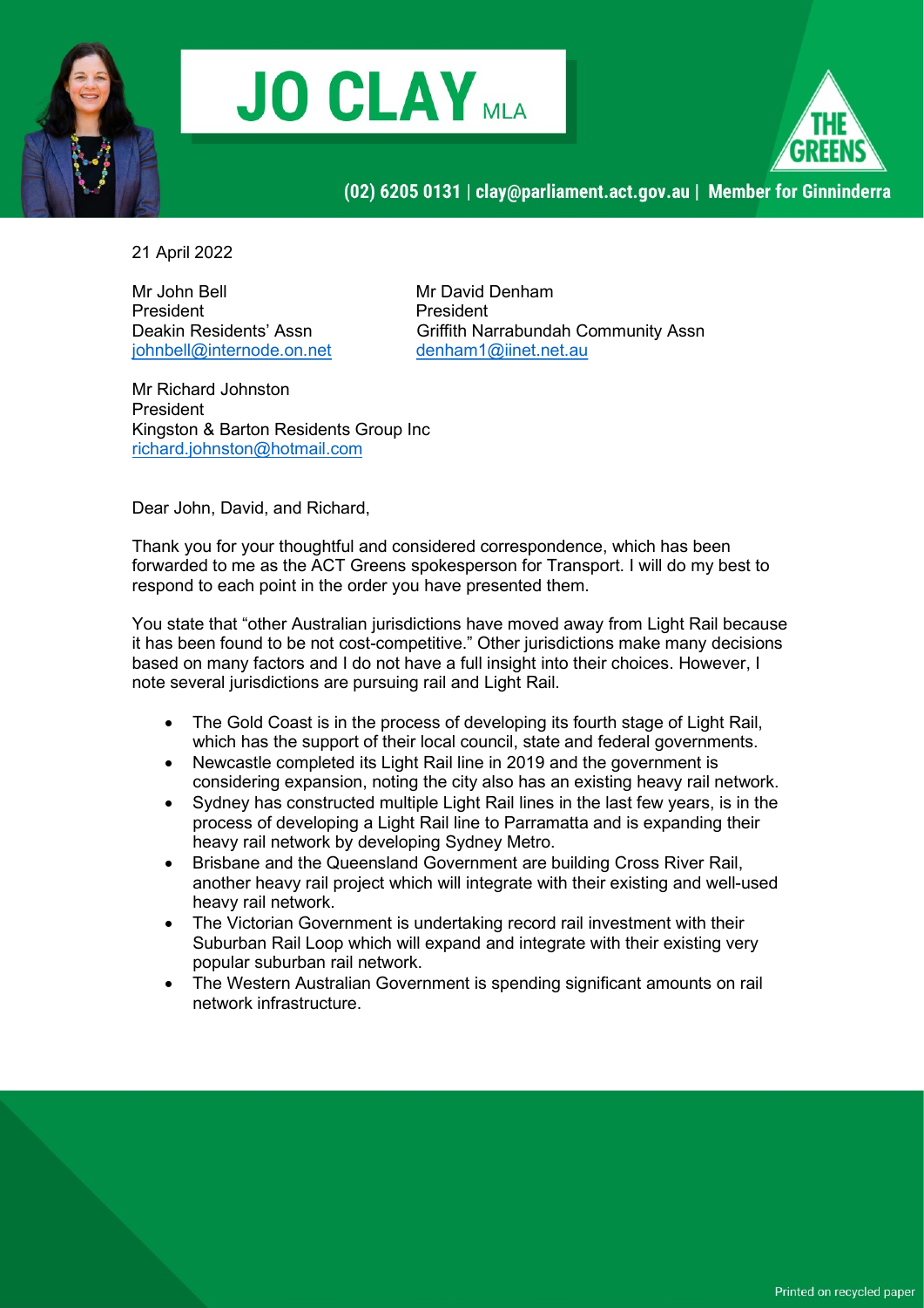# JO CLAY MLA

(02) 6205 0131 | clay@parliament.act.gov.au | Member for Ginninderra

21 April 2022

Mr John Bell
President
Deakin Residents' Assn
johnbell@internode.on.net

Mr David Denham
President
Griffith Narrabundah Community Assn
denham1@iinet.net.au

Mr Richard Johnston
President
Kingston & Barton Residents Group Inc
richard.johnston@hotmail.com

Dear John, David, and Richard,

Thank you for your thoughtful and considered correspondence, which has been forwarded to me as the ACT Greens spokesperson for Transport. I will do my best to respond to each point in the order you have presented them.

You state that "other Australian jurisdictions have moved away from Light Rail because it has been found to be not cost-competitive." Other jurisdictions make many decisions based on many factors and I do not have a full insight into their choices. However, I note several jurisdictions are pursuing rail and Light Rail.

- The Gold Coast is in the process of developing its fourth stage of Light Rail, which has the support of their local council, state and federal governments.
- Newcastle completed its Light Rail line in 2019 and the government is considering expansion, noting the city also has an existing heavy rail network.
- Sydney has constructed multiple Light Rail lines in the last few years, is in the process of developing a Light Rail line to Parramatta and is expanding their heavy rail network by developing Sydney Metro.
- Brisbane and the Queensland Government are building Cross River Rail, another heavy rail project which will integrate with their existing and well-used heavy rail network.
- The Victorian Government is undertaking record rail investment with their Suburban Rail Loop which will expand and integrate with their existing very popular suburban rail network.
- The Western Australian Government is spending significant amounts on rail network infrastructure.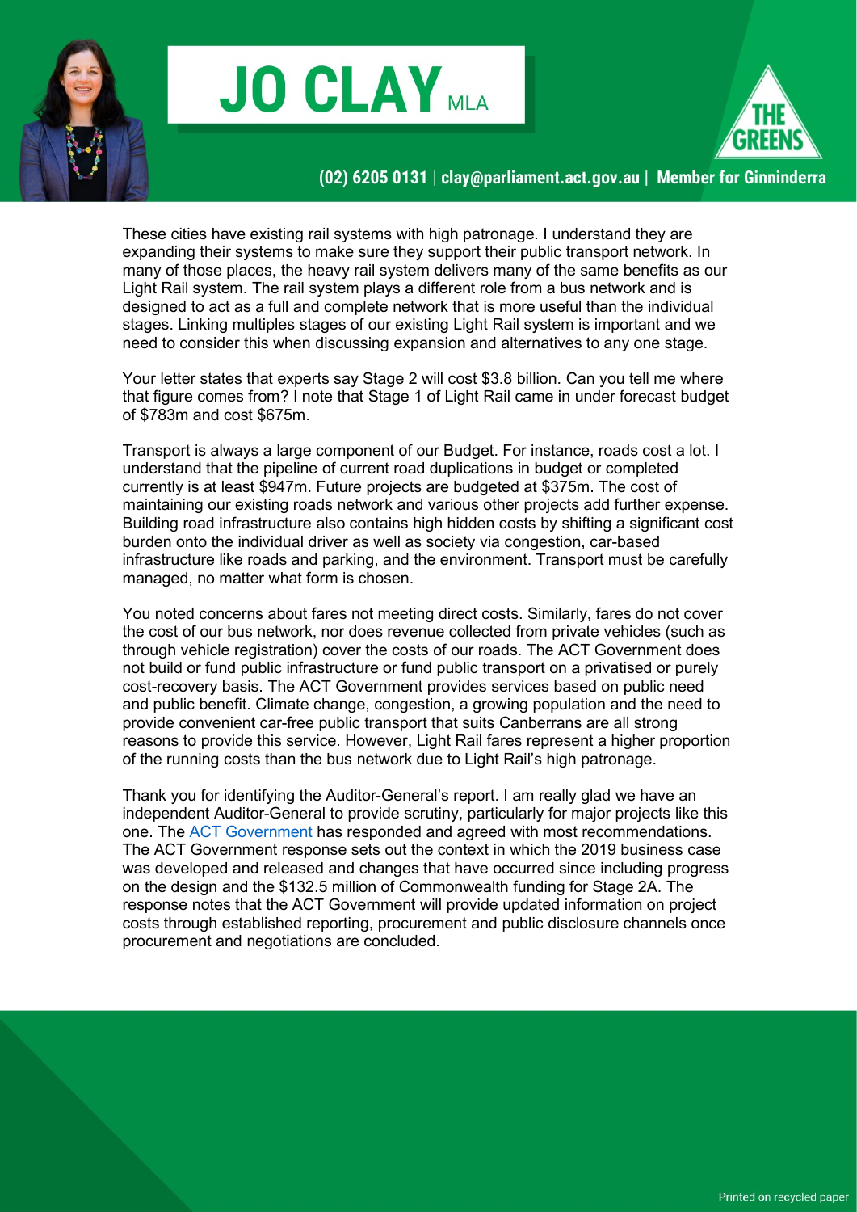These cities have existing rail systems with high patronage. I understand they are expanding their systems to make sure they support their public transport network. In many of those places, the heavy rail system delivers many of the same benefits as our Light Rail system. The rail system plays a different role from a bus network and is designed to act as a full and complete network that is more useful than the individual stages. Linking multiples stages of our existing Light Rail system is important and we need to consider this when discussing expansion and alternatives to any one stage.

Your letter states that experts say Stage 2 will cost $3.8 billion. Can you tell me where that figure comes from? I note that Stage 1 of Light Rail came in under forecast budget of $783m and cost $675m.

Transport is always a large component of our Budget. For instance, roads cost a lot. I understand that the pipeline of current road duplications in budget or completed currently is at least $947m. Future projects are budgeted at $375m. The cost of maintaining our existing roads network and various other projects add further expense. Building road infrastructure also contains high hidden costs by shifting a significant cost burden onto the individual driver as well as society via congestion, car-based infrastructure like roads and parking, and the environment. Transport must be carefully managed, no matter what form is chosen.

You noted concerns about fares not meeting direct costs. Similarly, fares do not cover the cost of our bus network, nor does revenue collected from private vehicles (such as through vehicle registration) cover the costs of our roads. The ACT Government does not build or fund public infrastructure or fund public transport on a privatised or purely cost-recovery basis. The ACT Government provides services based on public need and public benefit. Climate change, congestion, a growing population and the need to provide convenient car-free public transport that suits Canberrans are all strong reasons to provide this service. However, Light Rail fares represent a higher proportion of the running costs than the bus network due to Light Rail's high patronage.

Thank you for identifying the Auditor-General's report. I am really glad we have an independent Auditor-General to provide scrutiny, particularly for major projects like this one. The ACT Government has responded and agreed with most recommendations. The ACT Government response sets out the context in which the 2019 business case was developed and released and changes that have occurred since including progress on the design and the $132.5 million of Commonwealth funding for Stage 2A. The response notes that the ACT Government will provide updated information on project costs through established reporting, procurement and public disclosure channels once procurement and negotiations are concluded.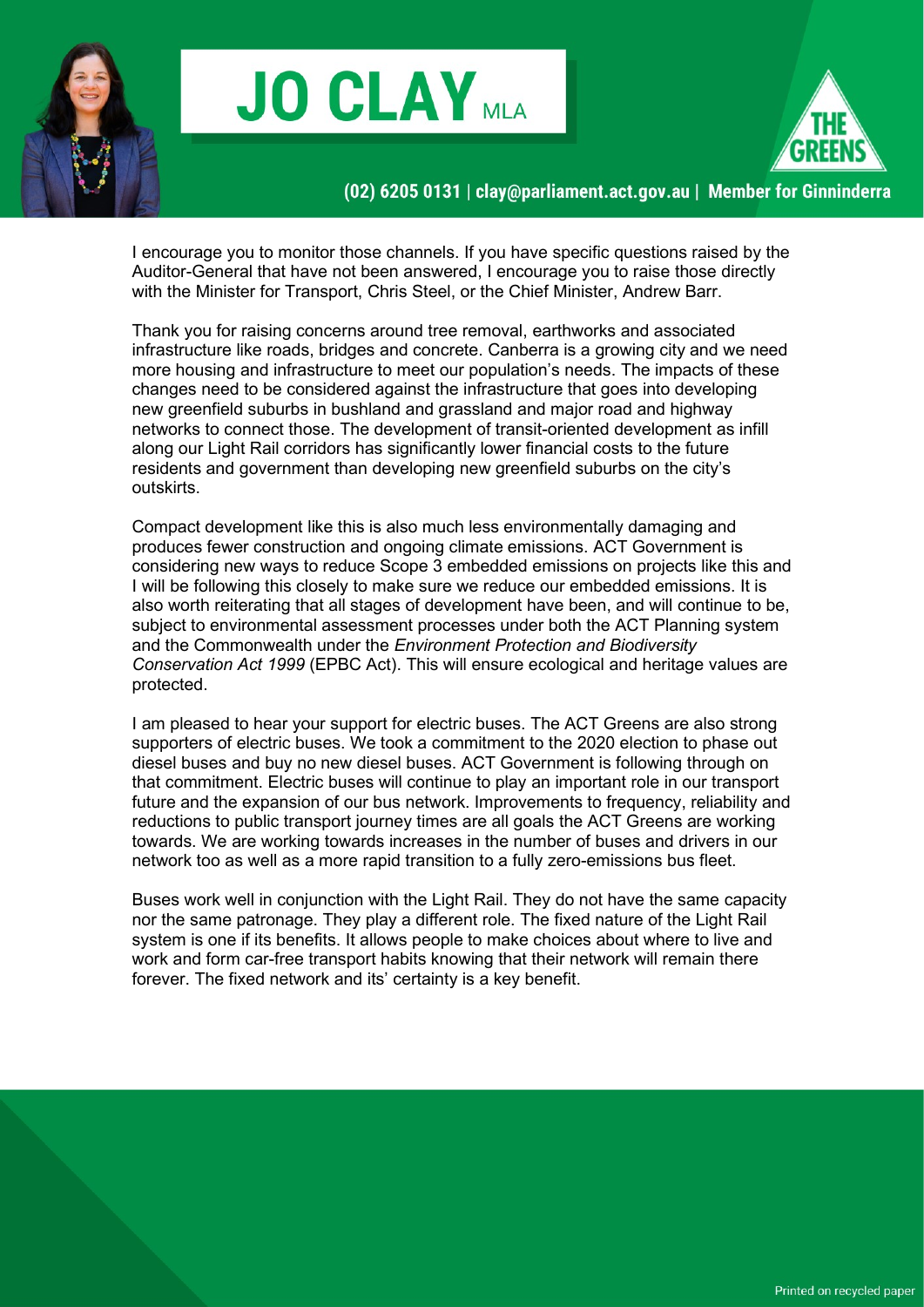I encourage you to monitor those channels. If you have specific questions raised by the Auditor-General that have not been answered, I encourage you to raise those directly with the Minister for Transport, Chris Steel, or the Chief Minister, Andrew Barr.

Thank you for raising concerns around tree removal, earthworks and associated infrastructure like roads, bridges and concrete. Canberra is a growing city and we need more housing and infrastructure to meet our population's needs. The impacts of these changes need to be considered against the infrastructure that goes into developing new greenfield suburbs in bushland and grassland and major road and highway networks to connect those. The development of transit-oriented development as infill along our Light Rail corridors has significantly lower financial costs to the future residents and government than developing new greenfield suburbs on the city's outskirts.

Compact development like this is also much less environmentally damaging and produces fewer construction and ongoing climate emissions. ACT Government is considering new ways to reduce Scope 3 embedded emissions on projects like this and I will be following this closely to make sure we reduce our embedded emissions. It is also worth reiterating that all stages of development have been, and will continue to be, subject to environmental assessment processes under both the ACT Planning system and the Commonwealth under the *Environment Protection and Biodiversity Conservation Act 1999* (EPBC Act). This will ensure ecological and heritage values are protected.

I am pleased to hear your support for electric buses. The ACT Greens are also strong supporters of electric buses. We took a commitment to the 2020 election to phase out diesel buses and buy no new diesel buses. ACT Government is following through on that commitment. Electric buses will continue to play an important role in our transport future and the expansion of our bus network. Improvements to frequency, reliability and reductions to public transport journey times are all goals the ACT Greens are working towards. We are working towards increases in the number of buses and drivers in our network too as well as a more rapid transition to a fully zero-emissions bus fleet.

Buses work well in conjunction with the Light Rail. They do not have the same capacity nor the same patronage. They play a different role. The fixed nature of the Light Rail system is one if its benefits. It allows people to make choices about where to live and work and form car-free transport habits knowing that their network will remain there forever. The fixed network and its' certainty is a key benefit.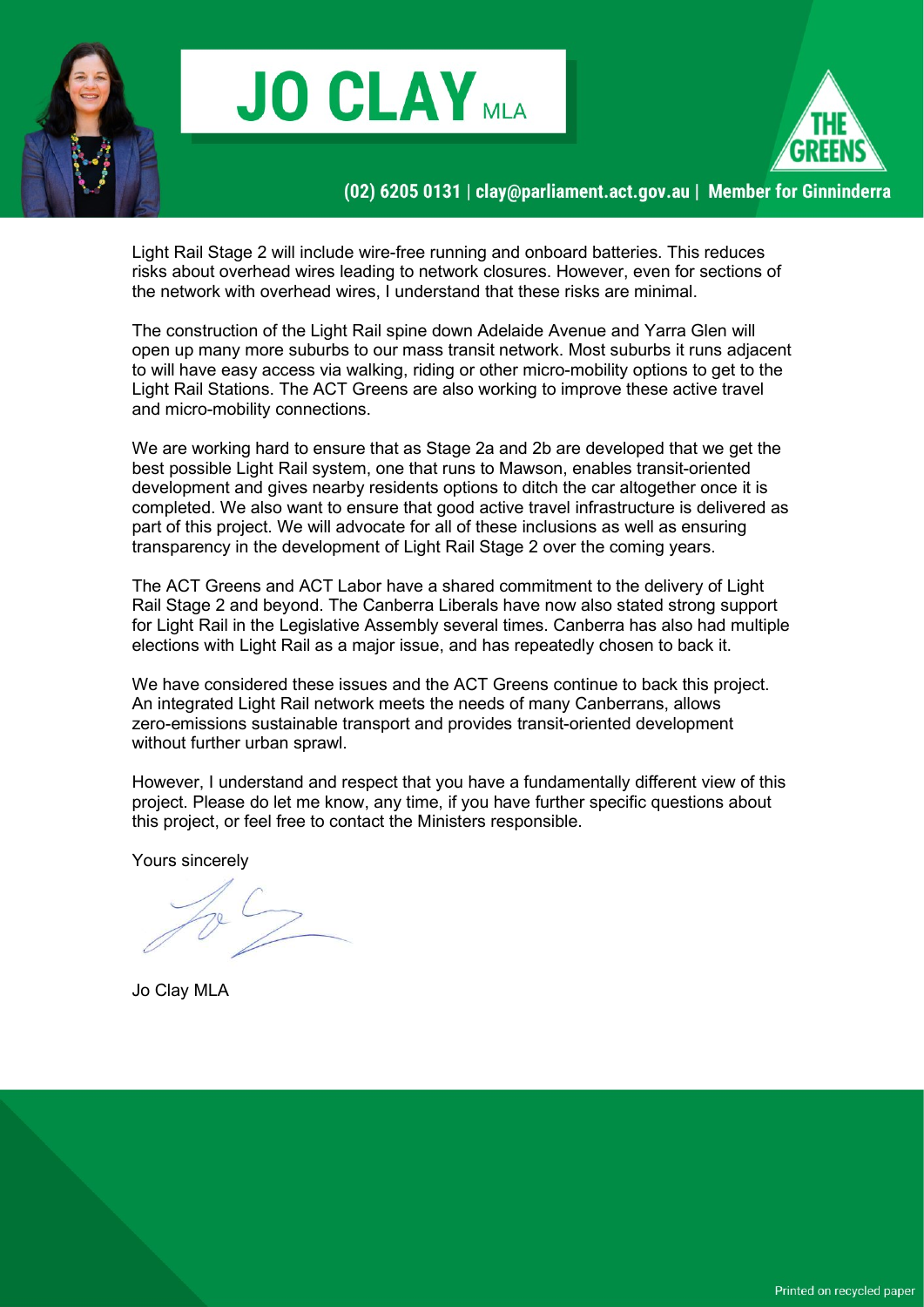# JO CLAY MLA

(02) 6205 0131 | clay@parliament.act.gov.au | Member for Ginninderra

Light Rail Stage 2 will include wire-free running and onboard batteries. This reduces risks about overhead wires leading to network closures. However, even for sections of the network with overhead wires, I understand that these risks are minimal.

The construction of the Light Rail spine down Adelaide Avenue and Yarra Glen will open up many more suburbs to our mass transit network. Most suburbs it runs adjacent to will have easy access via walking, riding or other micro-mobility options to get to the Light Rail Stations. The ACT Greens are also working to improve these active travel and micro-mobility connections.

We are working hard to ensure that as Stage 2a and 2b are developed that we get the best possible Light Rail system, one that runs to Mawson, enables transit-oriented development and gives nearby residents options to ditch the car altogether once it is completed. We also want to ensure that good active travel infrastructure is delivered as part of this project. We will advocate for all of these inclusions as well as ensuring transparency in the development of Light Rail Stage 2 over the coming years.

The ACT Greens and ACT Labor have a shared commitment to the delivery of Light Rail Stage 2 and beyond. The Canberra Liberals have now also stated strong support for Light Rail in the Legislative Assembly several times. Canberra has also had multiple elections with Light Rail as a major issue, and has repeatedly chosen to back it.

We have considered these issues and the ACT Greens continue to back this project. An integrated Light Rail network meets the needs of many Canberrans, allows zero-emissions sustainable transport and provides transit-oriented development without further urban sprawl.

However, I understand and respect that you have a fundamentally different view of this project. Please do let me know, any time, if you have further specific questions about this project, or feel free to contact the Ministers responsible.

Yours sincerely

Jo Clay MLA

Printed on recycled paper